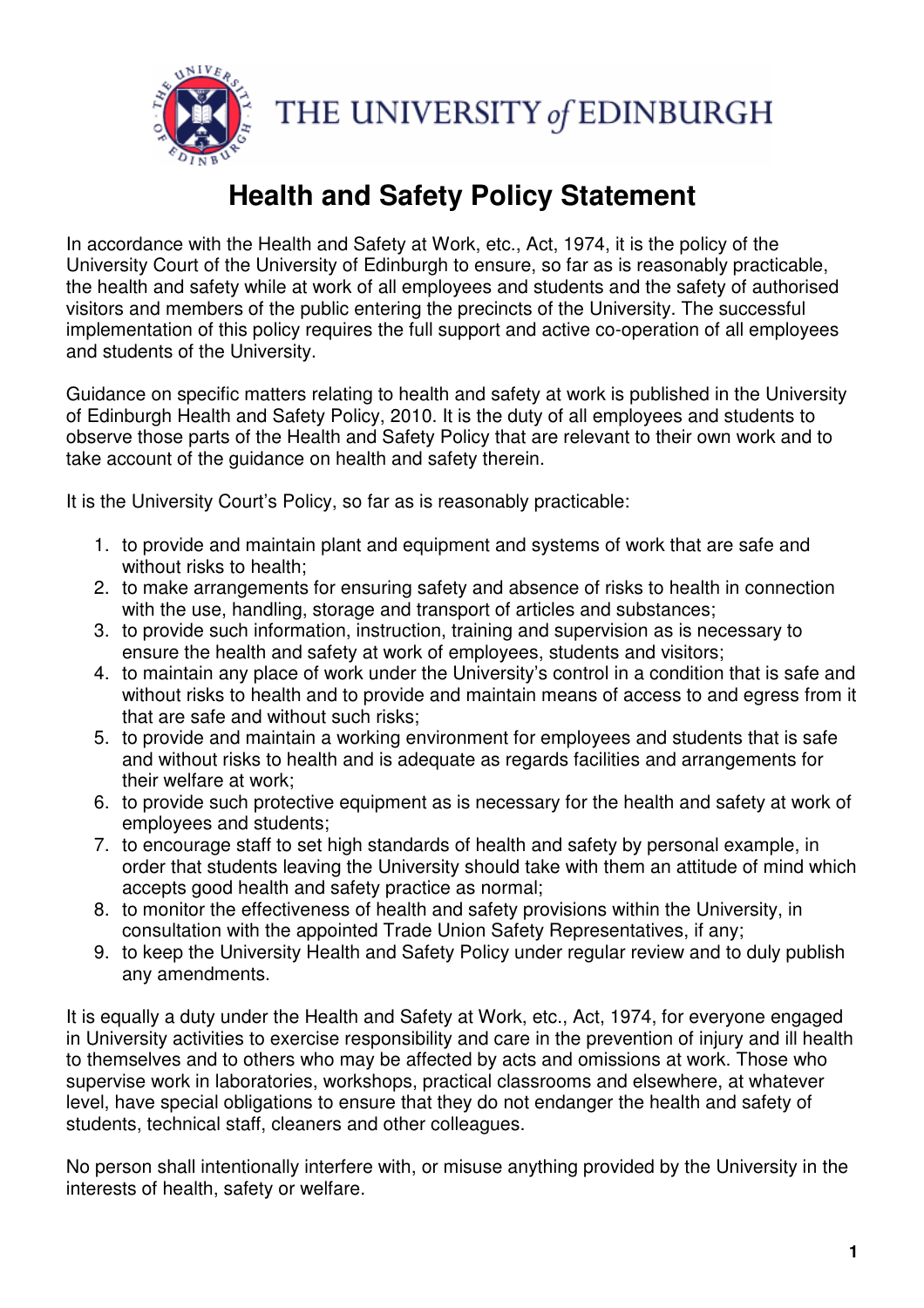THE UNIVERSITY *of* EDINBURGH

# Health and Safety Policy Statement

In accordance with the Health and Safety at Work, etc., Act, 1974, it is the policy of the University Court of the University of Edinburgh to ensure, so far as is reasonably practicable, the health and safety while at work of all employees and students and the safety of authorised visitors and members of the public entering the precincts of the University. The successful implementation of this policy requires the full support and active co-operation of all employees and students of the University.

Guidance on specific matters relating to health and safety at work is published in the University of Edinburgh Health and Safety Policy, 2010. It is the duty of all employees and students to observe those parts of the Health and Safety Policy that are relevant to their own work and to take account of the guidance on health and safety therein.

It is the University Court's Policy, so far as is reasonably practicable:

1. to provide and maintain plant and equipment and systems of work that are safe and without risks to health;
2. to make arrangements for ensuring safety and absence of risks to health in connection with the use, handling, storage and transport of articles and substances;
3. to provide such information, instruction, training and supervision as is necessary to ensure the health and safety at work of employees, students and visitors;
4. to maintain any place of work under the University's control in a condition that is safe and without risks to health and to provide and maintain means of access to and egress from it that are safe and without such risks;
5. to provide and maintain a working environment for employees and students that is safe and without risks to health and is adequate as regards facilities and arrangements for their welfare at work;
6. to provide such protective equipment as is necessary for the health and safety at work of employees and students;
7. to encourage staff to set high standards of health and safety by personal example, in order that students leaving the University should take with them an attitude of mind which accepts good health and safety practice as normal;
8. to monitor the effectiveness of health and safety provisions within the University, in consultation with the appointed Trade Union Safety Representatives, if any;
9. to keep the University Health and Safety Policy under regular review and to duly publish any amendments.

It is equally a duty under the Health and Safety at Work, etc., Act, 1974, for everyone engaged in University activities to exercise responsibility and care in the prevention of injury and ill health to themselves and to others who may be affected by acts and omissions at work. Those who supervise work in laboratories, workshops, practical classrooms and elsewhere, at whatever level, have special obligations to ensure that they do not endanger the health and safety of students, technical staff, cleaners and other colleagues.

No person shall intentionally interfere with, or misuse anything provided by the University in the interests of health, safety or welfare.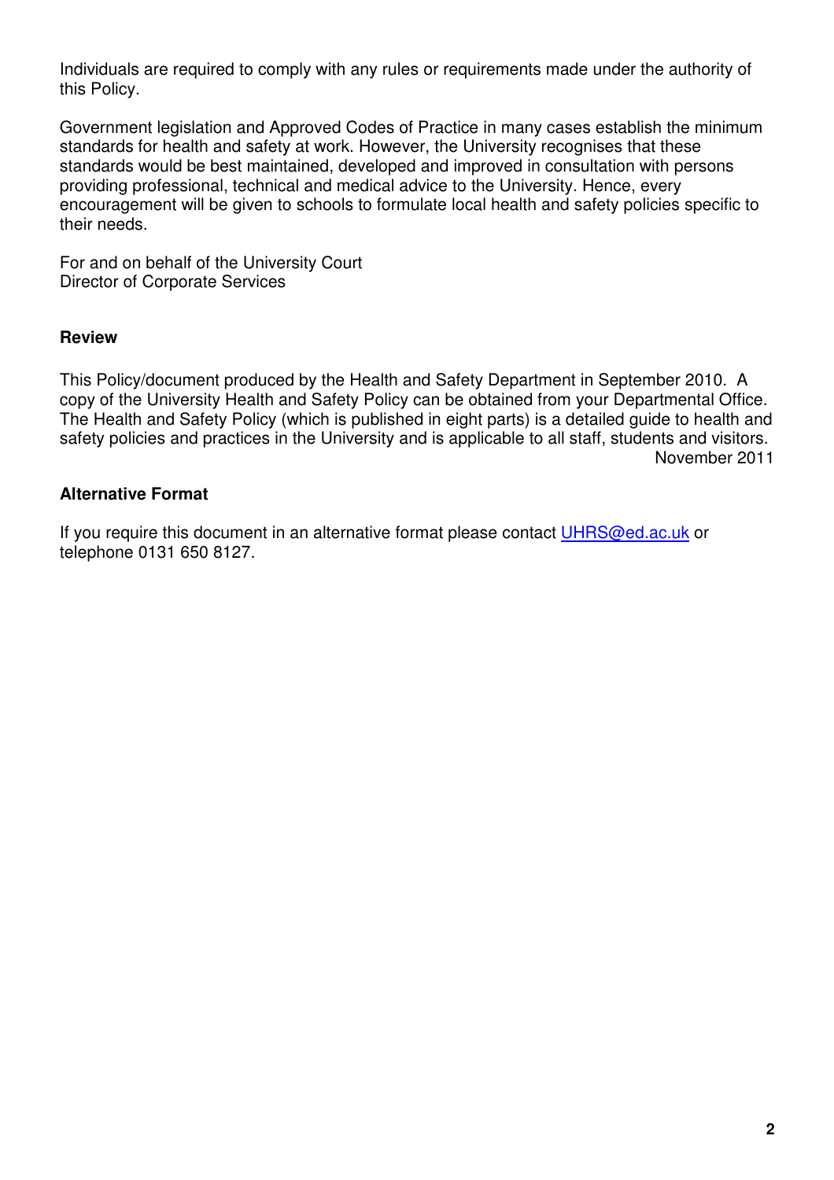Individuals are required to comply with any rules or requirements made under the authority of this Policy.

Government legislation and Approved Codes of Practice in many cases establish the minimum standards for health and safety at work. However, the University recognises that these standards would be best maintained, developed and improved in consultation with persons providing professional, technical and medical advice to the University. Hence, every encouragement will be given to schools to formulate local health and safety policies specific to their needs.

For and on behalf of the University Court
Director of Corporate Services

**Review**

This Policy/document produced by the Health and Safety Department in September 2010. A copy of the University Health and Safety Policy can be obtained from your Departmental Office. The Health and Safety Policy (which is published in eight parts) is a detailed guide to health and safety policies and practices in the University and is applicable to all staff, students and visitors.

November 2011

**Alternative Format**

If you require this document in an alternative format please contact UHRS@ed.ac.uk or telephone 0131 650 8127.